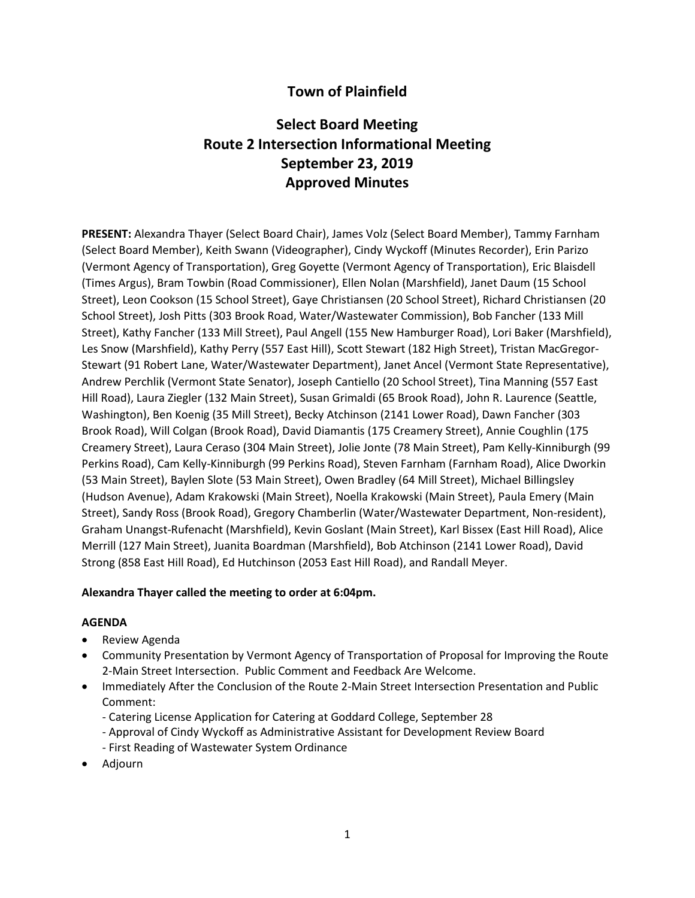# Town of Plainfield

## Select Board Meeting
## Route 2 Intersection Informational Meeting
## September 23, 2019
## Approved Minutes

**PRESENT:** Alexandra Thayer (Select Board Chair), James Volz (Select Board Member), Tammy Farnham (Select Board Member), Keith Swann (Videographer), Cindy Wyckoff (Minutes Recorder), Erin Parizo (Vermont Agency of Transportation), Greg Goyette (Vermont Agency of Transportation), Eric Blaisdell (Times Argus), Bram Towbin (Road Commissioner), Ellen Nolan (Marshfield), Janet Daum (15 School Street), Leon Cookson (15 School Street), Gaye Christiansen (20 School Street), Richard Christiansen (20 School Street), Josh Pitts (303 Brook Road, Water/Wastewater Commission), Bob Fancher (133 Mill Street), Kathy Fancher (133 Mill Street), Paul Angell (155 New Hamburger Road), Lori Baker (Marshfield), Les Snow (Marshfield), Kathy Perry (557 East Hill), Scott Stewart (182 High Street), Tristan MacGregor-Stewart (91 Robert Lane, Water/Wastewater Department), Janet Ancel (Vermont State Representative), Andrew Perchlik (Vermont State Senator), Joseph Cantiello (20 School Street), Tina Manning (557 East Hill Road), Laura Ziegler (132 Main Street), Susan Grimaldi (65 Brook Road), John R. Laurence (Seattle, Washington), Ben Koenig (35 Mill Street), Becky Atchinson (2141 Lower Road), Dawn Fancher (303 Brook Road), Will Colgan (Brook Road), David Diamantis (175 Creamery Street), Annie Coughlin (175 Creamery Street), Laura Ceraso (304 Main Street), Jolie Jonte (78 Main Street), Pam Kelly-Kinniburgh (99 Perkins Road), Cam Kelly-Kinniburgh (99 Perkins Road), Steven Farnham (Farnham Road), Alice Dworkin (53 Main Street), Baylen Slote (53 Main Street), Owen Bradley (64 Mill Street), Michael Billingsley (Hudson Avenue), Adam Krakowski (Main Street), Noella Krakowski (Main Street), Paula Emery (Main Street), Sandy Ross (Brook Road), Gregory Chamberlin (Water/Wastewater Department, Non-resident), Graham Unangst-Rufenacht (Marshfield), Kevin Goslant (Main Street), Karl Bissex (East Hill Road), Alice Merrill (127 Main Street), Juanita Boardman (Marshfield), Bob Atchinson (2141 Lower Road), David Strong (858 East Hill Road), Ed Hutchinson (2053 East Hill Road), and Randall Meyer.

**Alexandra Thayer called the meeting to order at 6:04pm.**

**AGENDA**

- Review Agenda
- Community Presentation by Vermont Agency of Transportation of Proposal for Improving the Route 2-Main Street Intersection. Public Comment and Feedback Are Welcome.
- Immediately After the Conclusion of the Route 2-Main Street Intersection Presentation and Public Comment:
  - Catering License Application for Catering at Goddard College, September 28
  - Approval of Cindy Wyckoff as Administrative Assistant for Development Review Board
  - First Reading of Wastewater System Ordinance
- Adjourn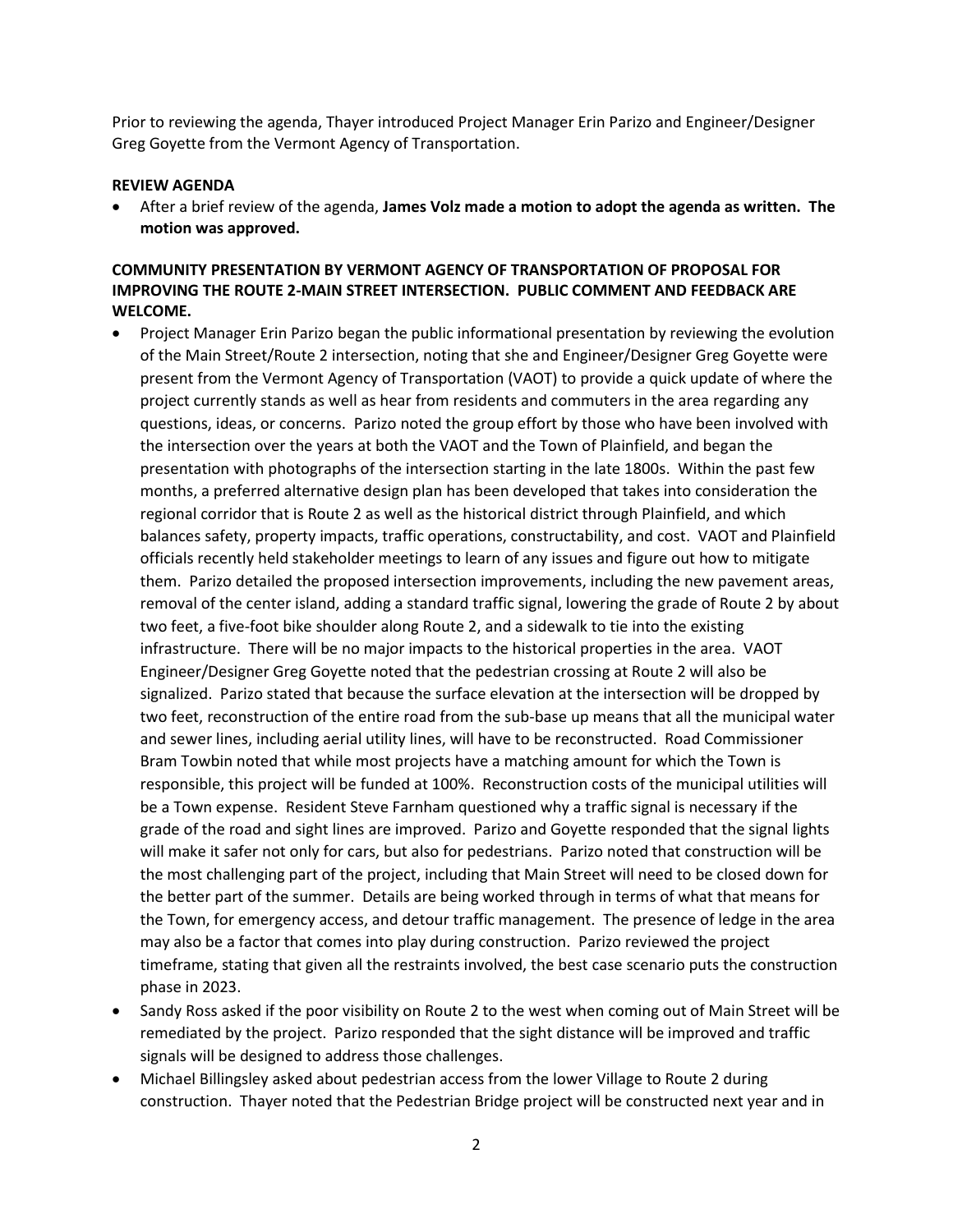Prior to reviewing the agenda, Thayer introduced Project Manager Erin Parizo and Engineer/Designer Greg Goyette from the Vermont Agency of Transportation.

**REVIEW AGENDA**

- After a brief review of the agenda, **James Volz made a motion to adopt the agenda as written. The motion was approved.**

**COMMUNITY PRESENTATION BY VERMONT AGENCY OF TRANSPORTATION OF PROPOSAL FOR IMPROVING THE ROUTE 2-MAIN STREET INTERSECTION. PUBLIC COMMENT AND FEEDBACK ARE WELCOME.**

- Project Manager Erin Parizo began the public informational presentation by reviewing the evolution of the Main Street/Route 2 intersection, noting that she and Engineer/Designer Greg Goyette were present from the Vermont Agency of Transportation (VAOT) to provide a quick update of where the project currently stands as well as hear from residents and commuters in the area regarding any questions, ideas, or concerns. Parizo noted the group effort by those who have been involved with the intersection over the years at both the VAOT and the Town of Plainfield, and began the presentation with photographs of the intersection starting in the late 1800s. Within the past few months, a preferred alternative design plan has been developed that takes into consideration the regional corridor that is Route 2 as well as the historical district through Plainfield, and which balances safety, property impacts, traffic operations, constructability, and cost. VAOT and Plainfield officials recently held stakeholder meetings to learn of any issues and figure out how to mitigate them. Parizo detailed the proposed intersection improvements, including the new pavement areas, removal of the center island, adding a standard traffic signal, lowering the grade of Route 2 by about two feet, a five-foot bike shoulder along Route 2, and a sidewalk to tie into the existing infrastructure. There will be no major impacts to the historical properties in the area. VAOT Engineer/Designer Greg Goyette noted that the pedestrian crossing at Route 2 will also be signalized. Parizo stated that because the surface elevation at the intersection will be dropped by two feet, reconstruction of the entire road from the sub-base up means that all the municipal water and sewer lines, including aerial utility lines, will have to be reconstructed. Road Commissioner Bram Towbin noted that while most projects have a matching amount for which the Town is responsible, this project will be funded at 100%. Reconstruction costs of the municipal utilities will be a Town expense. Resident Steve Farnham questioned why a traffic signal is necessary if the grade of the road and sight lines are improved. Parizo and Goyette responded that the signal lights will make it safer not only for cars, but also for pedestrians. Parizo noted that construction will be the most challenging part of the project, including that Main Street will need to be closed down for the better part of the summer. Details are being worked through in terms of what that means for the Town, for emergency access, and detour traffic management. The presence of ledge in the area may also be a factor that comes into play during construction. Parizo reviewed the project timeframe, stating that given all the restraints involved, the best case scenario puts the construction phase in 2023.
- Sandy Ross asked if the poor visibility on Route 2 to the west when coming out of Main Street will be remediated by the project. Parizo responded that the sight distance will be improved and traffic signals will be designed to address those challenges.
- Michael Billingsley asked about pedestrian access from the lower Village to Route 2 during construction. Thayer noted that the Pedestrian Bridge project will be constructed next year and in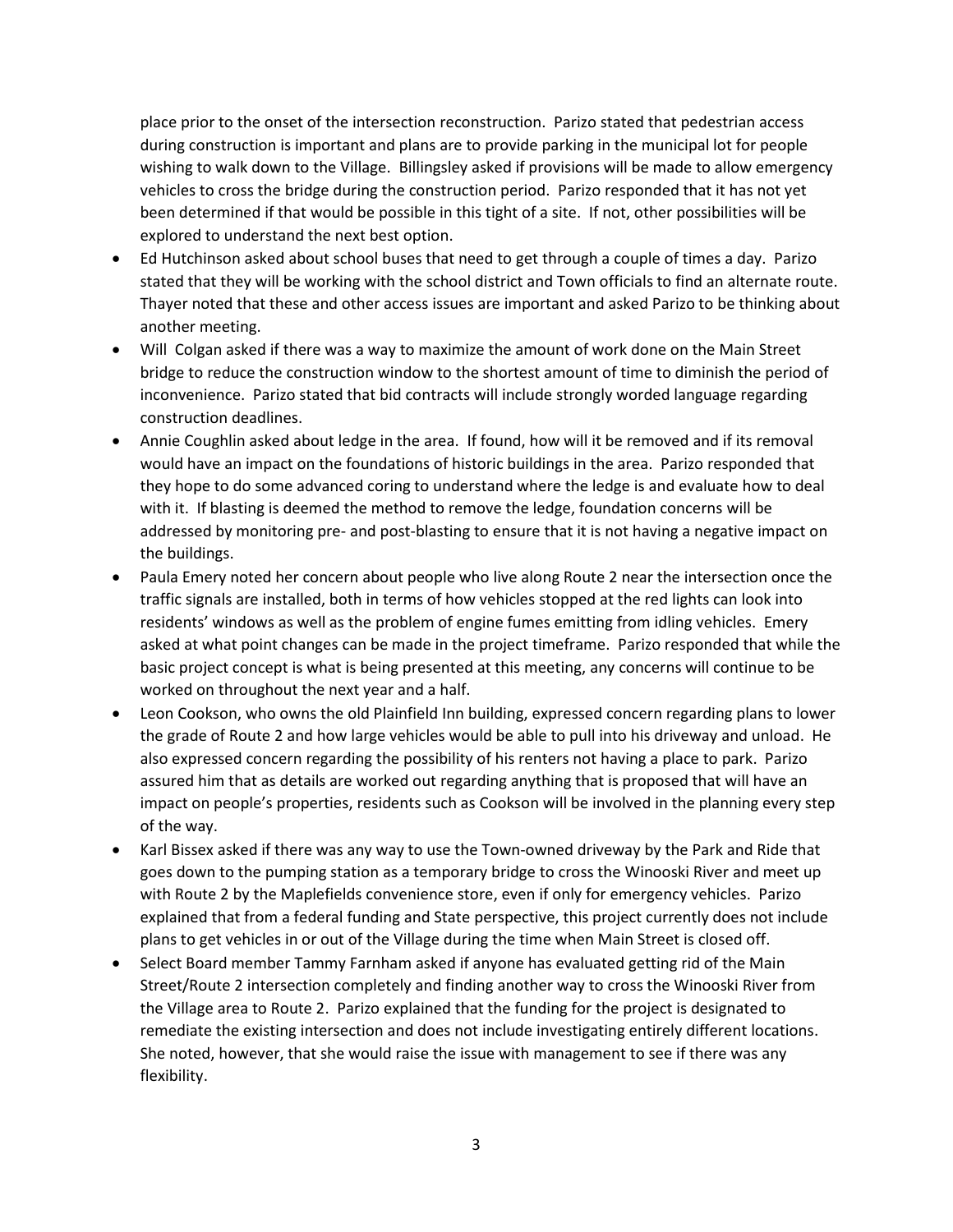place prior to the onset of the intersection reconstruction. Parizo stated that pedestrian access during construction is important and plans are to provide parking in the municipal lot for people wishing to walk down to the Village. Billingsley asked if provisions will be made to allow emergency vehicles to cross the bridge during the construction period. Parizo responded that it has not yet been determined if that would be possible in this tight of a site. If not, other possibilities will be explored to understand the next best option.

- Ed Hutchinson asked about school buses that need to get through a couple of times a day. Parizo stated that they will be working with the school district and Town officials to find an alternate route. Thayer noted that these and other access issues are important and asked Parizo to be thinking about another meeting.
- Will Colgan asked if there was a way to maximize the amount of work done on the Main Street bridge to reduce the construction window to the shortest amount of time to diminish the period of inconvenience. Parizo stated that bid contracts will include strongly worded language regarding construction deadlines.
- Annie Coughlin asked about ledge in the area. If found, how will it be removed and if its removal would have an impact on the foundations of historic buildings in the area. Parizo responded that they hope to do some advanced coring to understand where the ledge is and evaluate how to deal with it. If blasting is deemed the method to remove the ledge, foundation concerns will be addressed by monitoring pre- and post-blasting to ensure that it is not having a negative impact on the buildings.
- Paula Emery noted her concern about people who live along Route 2 near the intersection once the traffic signals are installed, both in terms of how vehicles stopped at the red lights can look into residents' windows as well as the problem of engine fumes emitting from idling vehicles. Emery asked at what point changes can be made in the project timeframe. Parizo responded that while the basic project concept is what is being presented at this meeting, any concerns will continue to be worked on throughout the next year and a half.
- Leon Cookson, who owns the old Plainfield Inn building, expressed concern regarding plans to lower the grade of Route 2 and how large vehicles would be able to pull into his driveway and unload. He also expressed concern regarding the possibility of his renters not having a place to park. Parizo assured him that as details are worked out regarding anything that is proposed that will have an impact on people's properties, residents such as Cookson will be involved in the planning every step of the way.
- Karl Bissex asked if there was any way to use the Town-owned driveway by the Park and Ride that goes down to the pumping station as a temporary bridge to cross the Winooski River and meet up with Route 2 by the Maplefields convenience store, even if only for emergency vehicles. Parizo explained that from a federal funding and State perspective, this project currently does not include plans to get vehicles in or out of the Village during the time when Main Street is closed off.
- Select Board member Tammy Farnham asked if anyone has evaluated getting rid of the Main Street/Route 2 intersection completely and finding another way to cross the Winooski River from the Village area to Route 2. Parizo explained that the funding for the project is designated to remediate the existing intersection and does not include investigating entirely different locations. She noted, however, that she would raise the issue with management to see if there was any flexibility.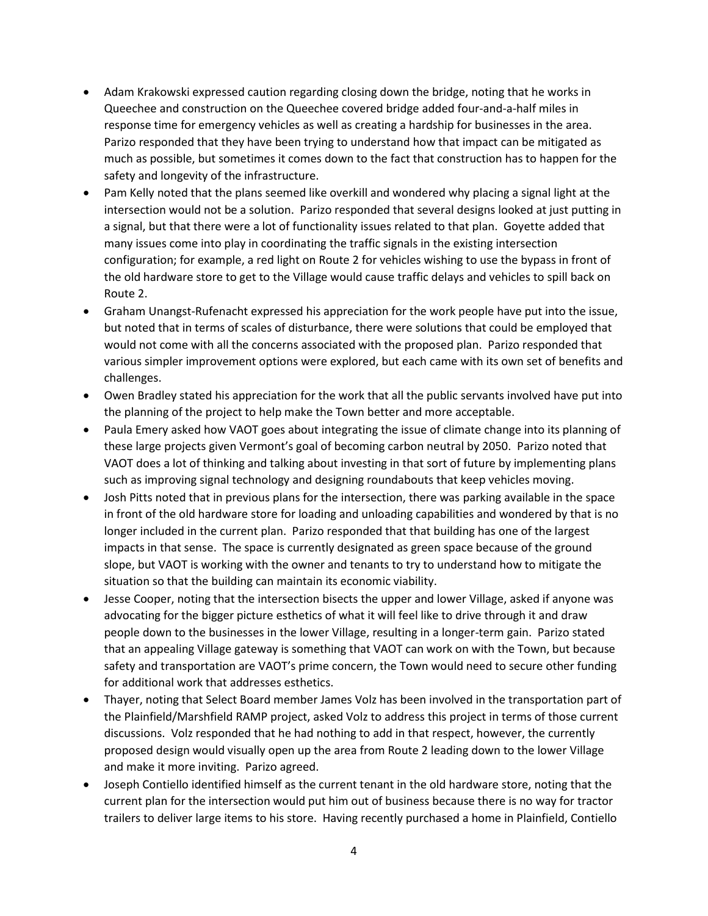- Adam Krakowski expressed caution regarding closing down the bridge, noting that he works in Queechee and construction on the Queechee covered bridge added four-and-a-half miles in response time for emergency vehicles as well as creating a hardship for businesses in the area. Parizo responded that they have been trying to understand how that impact can be mitigated as much as possible, but sometimes it comes down to the fact that construction has to happen for the safety and longevity of the infrastructure.
- Pam Kelly noted that the plans seemed like overkill and wondered why placing a signal light at the intersection would not be a solution. Parizo responded that several designs looked at just putting in a signal, but that there were a lot of functionality issues related to that plan. Goyette added that many issues come into play in coordinating the traffic signals in the existing intersection configuration; for example, a red light on Route 2 for vehicles wishing to use the bypass in front of the old hardware store to get to the Village would cause traffic delays and vehicles to spill back on Route 2.
- Graham Unangst-Rufenacht expressed his appreciation for the work people have put into the issue, but noted that in terms of scales of disturbance, there were solutions that could be employed that would not come with all the concerns associated with the proposed plan. Parizo responded that various simpler improvement options were explored, but each came with its own set of benefits and challenges.
- Owen Bradley stated his appreciation for the work that all the public servants involved have put into the planning of the project to help make the Town better and more acceptable.
- Paula Emery asked how VAOT goes about integrating the issue of climate change into its planning of these large projects given Vermont's goal of becoming carbon neutral by 2050. Parizo noted that VAOT does a lot of thinking and talking about investing in that sort of future by implementing plans such as improving signal technology and designing roundabouts that keep vehicles moving.
- Josh Pitts noted that in previous plans for the intersection, there was parking available in the space in front of the old hardware store for loading and unloading capabilities and wondered by that is no longer included in the current plan. Parizo responded that that building has one of the largest impacts in that sense. The space is currently designated as green space because of the ground slope, but VAOT is working with the owner and tenants to try to understand how to mitigate the situation so that the building can maintain its economic viability.
- Jesse Cooper, noting that the intersection bisects the upper and lower Village, asked if anyone was advocating for the bigger picture esthetics of what it will feel like to drive through it and draw people down to the businesses in the lower Village, resulting in a longer-term gain. Parizo stated that an appealing Village gateway is something that VAOT can work on with the Town, but because safety and transportation are VAOT's prime concern, the Town would need to secure other funding for additional work that addresses esthetics.
- Thayer, noting that Select Board member James Volz has been involved in the transportation part of the Plainfield/Marshfield RAMP project, asked Volz to address this project in terms of those current discussions. Volz responded that he had nothing to add in that respect, however, the currently proposed design would visually open up the area from Route 2 leading down to the lower Village and make it more inviting. Parizo agreed.
- Joseph Contiello identified himself as the current tenant in the old hardware store, noting that the current plan for the intersection would put him out of business because there is no way for tractor trailers to deliver large items to his store. Having recently purchased a home in Plainfield, Contiello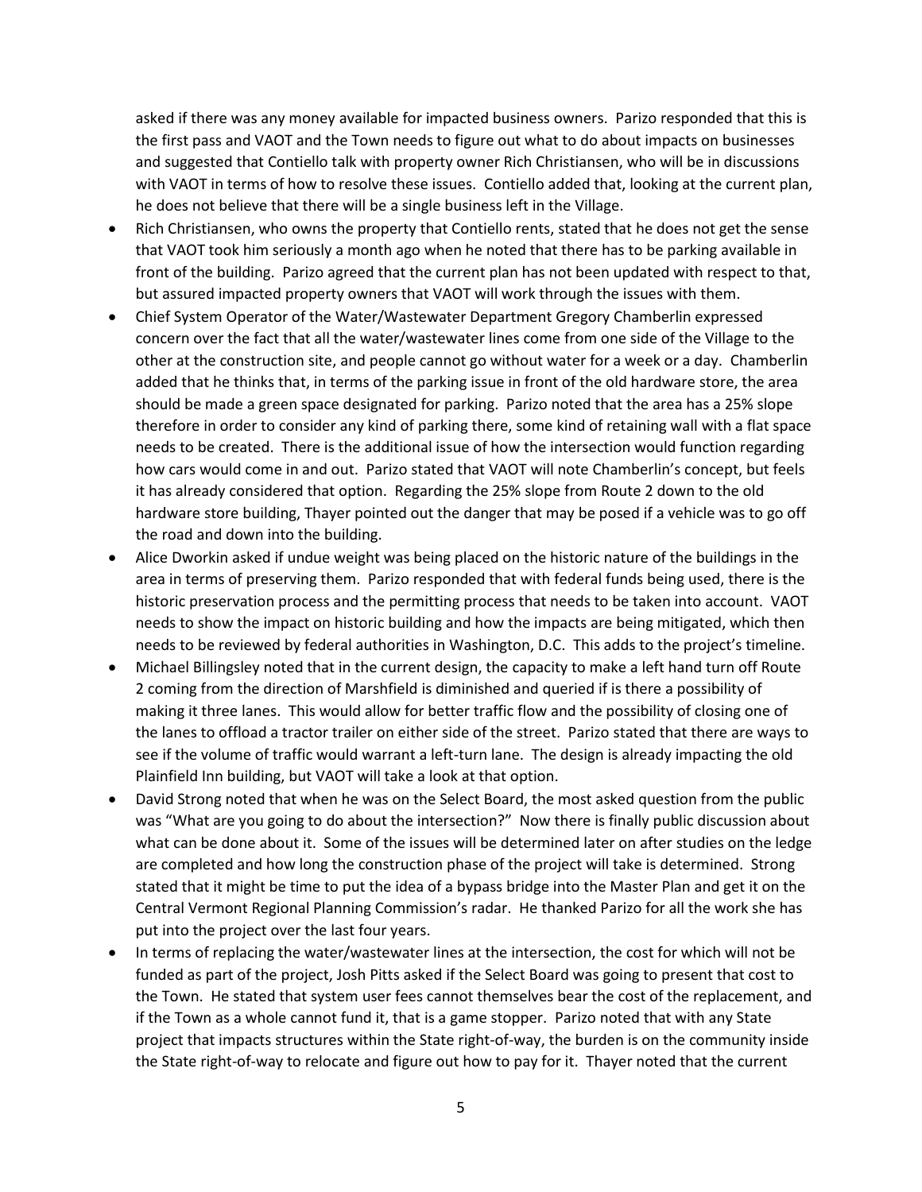asked if there was any money available for impacted business owners. Parizo responded that this is the first pass and VAOT and the Town needs to figure out what to do about impacts on businesses and suggested that Contiello talk with property owner Rich Christiansen, who will be in discussions with VAOT in terms of how to resolve these issues. Contiello added that, looking at the current plan, he does not believe that there will be a single business left in the Village.

- Rich Christiansen, who owns the property that Contiello rents, stated that he does not get the sense that VAOT took him seriously a month ago when he noted that there has to be parking available in front of the building. Parizo agreed that the current plan has not been updated with respect to that, but assured impacted property owners that VAOT will work through the issues with them.
- Chief System Operator of the Water/Wastewater Department Gregory Chamberlin expressed concern over the fact that all the water/wastewater lines come from one side of the Village to the other at the construction site, and people cannot go without water for a week or a day. Chamberlin added that he thinks that, in terms of the parking issue in front of the old hardware store, the area should be made a green space designated for parking. Parizo noted that the area has a 25% slope therefore in order to consider any kind of parking there, some kind of retaining wall with a flat space needs to be created. There is the additional issue of how the intersection would function regarding how cars would come in and out. Parizo stated that VAOT will note Chamberlin's concept, but feels it has already considered that option. Regarding the 25% slope from Route 2 down to the old hardware store building, Thayer pointed out the danger that may be posed if a vehicle was to go off the road and down into the building.
- Alice Dworkin asked if undue weight was being placed on the historic nature of the buildings in the area in terms of preserving them. Parizo responded that with federal funds being used, there is the historic preservation process and the permitting process that needs to be taken into account. VAOT needs to show the impact on historic building and how the impacts are being mitigated, which then needs to be reviewed by federal authorities in Washington, D.C. This adds to the project's timeline.
- Michael Billingsley noted that in the current design, the capacity to make a left hand turn off Route 2 coming from the direction of Marshfield is diminished and queried if is there a possibility of making it three lanes. This would allow for better traffic flow and the possibility of closing one of the lanes to offload a tractor trailer on either side of the street. Parizo stated that there are ways to see if the volume of traffic would warrant a left-turn lane. The design is already impacting the old Plainfield Inn building, but VAOT will take a look at that option.
- David Strong noted that when he was on the Select Board, the most asked question from the public was "What are you going to do about the intersection?" Now there is finally public discussion about what can be done about it. Some of the issues will be determined later on after studies on the ledge are completed and how long the construction phase of the project will take is determined. Strong stated that it might be time to put the idea of a bypass bridge into the Master Plan and get it on the Central Vermont Regional Planning Commission's radar. He thanked Parizo for all the work she has put into the project over the last four years.
- In terms of replacing the water/wastewater lines at the intersection, the cost for which will not be funded as part of the project, Josh Pitts asked if the Select Board was going to present that cost to the Town. He stated that system user fees cannot themselves bear the cost of the replacement, and if the Town as a whole cannot fund it, that is a game stopper. Parizo noted that with any State project that impacts structures within the State right-of-way, the burden is on the community inside the State right-of-way to relocate and figure out how to pay for it. Thayer noted that the current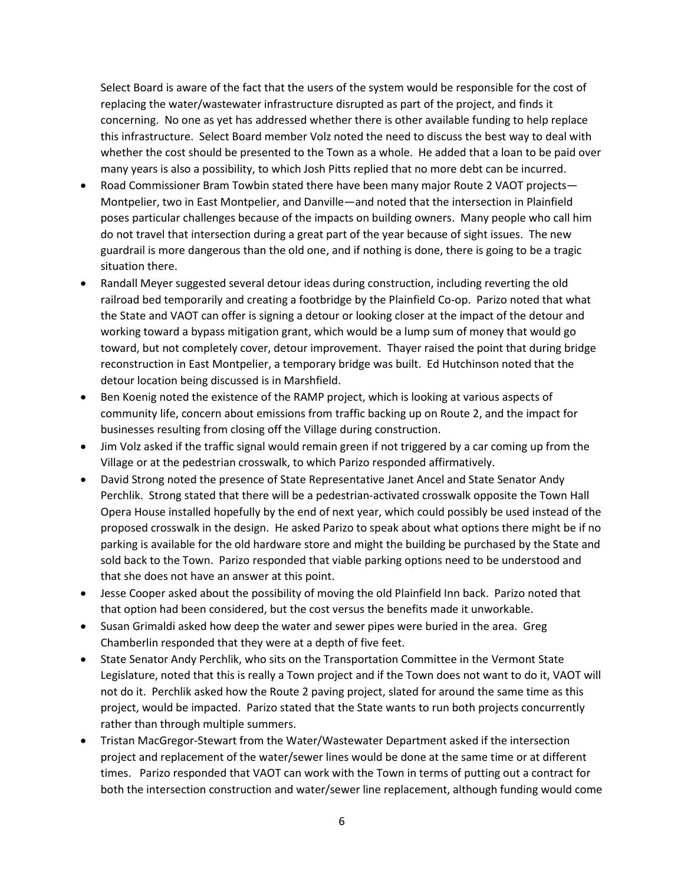Select Board is aware of the fact that the users of the system would be responsible for the cost of replacing the water/wastewater infrastructure disrupted as part of the project, and finds it concerning. No one as yet has addressed whether there is other available funding to help replace this infrastructure. Select Board member Volz noted the need to discuss the best way to deal with whether the cost should be presented to the Town as a whole. He added that a loan to be paid over many years is also a possibility, to which Josh Pitts replied that no more debt can be incurred.

- Road Commissioner Bram Towbin stated there have been many major Route 2 VAOT projects—Montpelier, two in East Montpelier, and Danville—and noted that the intersection in Plainfield poses particular challenges because of the impacts on building owners. Many people who call him do not travel that intersection during a great part of the year because of sight issues. The new guardrail is more dangerous than the old one, and if nothing is done, there is going to be a tragic situation there.
- Randall Meyer suggested several detour ideas during construction, including reverting the old railroad bed temporarily and creating a footbridge by the Plainfield Co-op. Parizo noted that what the State and VAOT can offer is signing a detour or looking closer at the impact of the detour and working toward a bypass mitigation grant, which would be a lump sum of money that would go toward, but not completely cover, detour improvement. Thayer raised the point that during bridge reconstruction in East Montpelier, a temporary bridge was built. Ed Hutchinson noted that the detour location being discussed is in Marshfield.
- Ben Koenig noted the existence of the RAMP project, which is looking at various aspects of community life, concern about emissions from traffic backing up on Route 2, and the impact for businesses resulting from closing off the Village during construction.
- Jim Volz asked if the traffic signal would remain green if not triggered by a car coming up from the Village or at the pedestrian crosswalk, to which Parizo responded affirmatively.
- David Strong noted the presence of State Representative Janet Ancel and State Senator Andy Perchlik. Strong stated that there will be a pedestrian-activated crosswalk opposite the Town Hall Opera House installed hopefully by the end of next year, which could possibly be used instead of the proposed crosswalk in the design. He asked Parizo to speak about what options there might be if no parking is available for the old hardware store and might the building be purchased by the State and sold back to the Town. Parizo responded that viable parking options need to be understood and that she does not have an answer at this point.
- Jesse Cooper asked about the possibility of moving the old Plainfield Inn back. Parizo noted that that option had been considered, but the cost versus the benefits made it unworkable.
- Susan Grimaldi asked how deep the water and sewer pipes were buried in the area. Greg Chamberlin responded that they were at a depth of five feet.
- State Senator Andy Perchlik, who sits on the Transportation Committee in the Vermont State Legislature, noted that this is really a Town project and if the Town does not want to do it, VAOT will not do it. Perchlik asked how the Route 2 paving project, slated for around the same time as this project, would be impacted. Parizo stated that the State wants to run both projects concurrently rather than through multiple summers.
- Tristan MacGregor-Stewart from the Water/Wastewater Department asked if the intersection project and replacement of the water/sewer lines would be done at the same time or at different times. Parizo responded that VAOT can work with the Town in terms of putting out a contract for both the intersection construction and water/sewer line replacement, although funding would come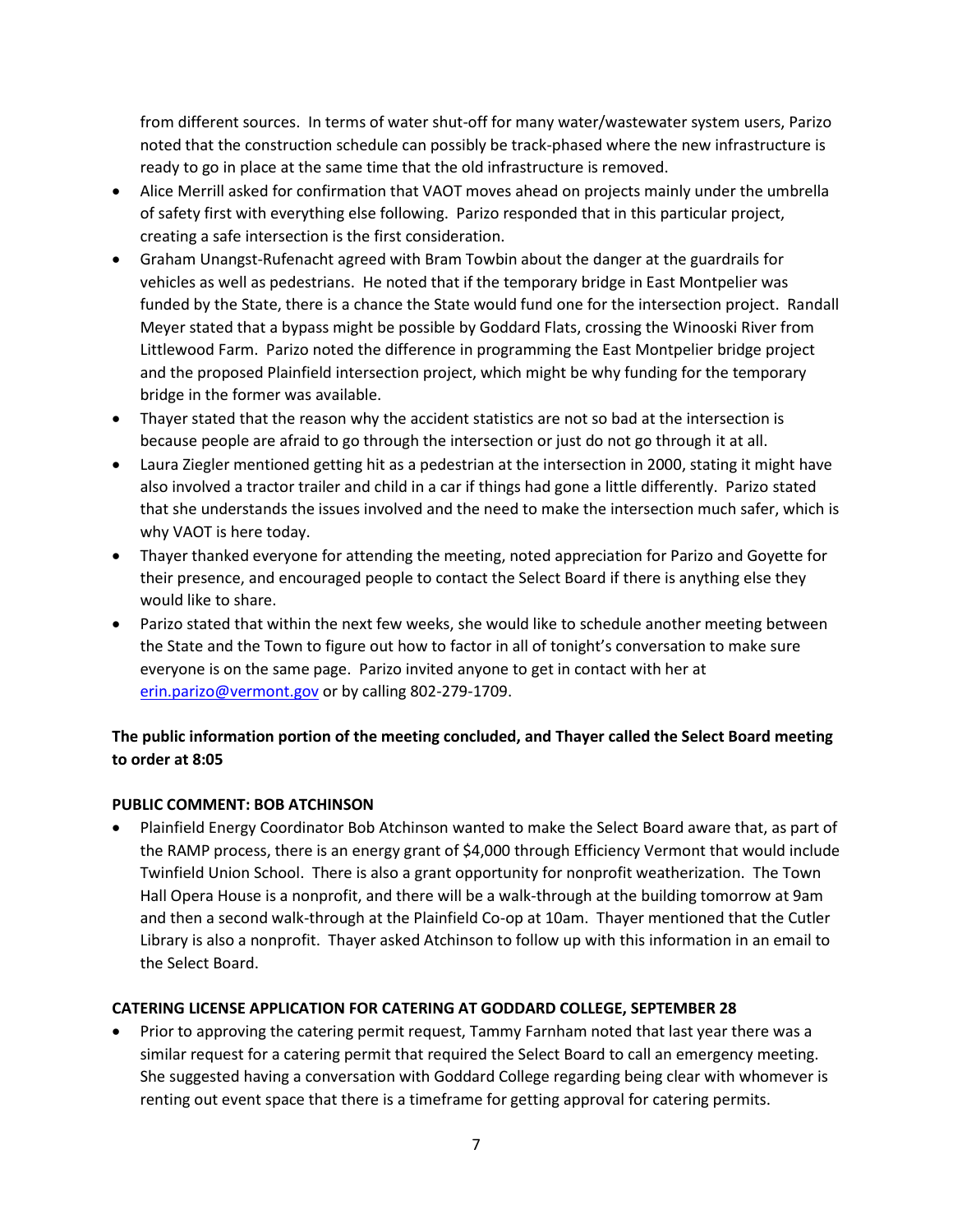from different sources. In terms of water shut-off for many water/wastewater system users, Parizo noted that the construction schedule can possibly be track-phased where the new infrastructure is ready to go in place at the same time that the old infrastructure is removed.

- Alice Merrill asked for confirmation that VAOT moves ahead on projects mainly under the umbrella of safety first with everything else following. Parizo responded that in this particular project, creating a safe intersection is the first consideration.
- Graham Unangst-Rufenacht agreed with Bram Towbin about the danger at the guardrails for vehicles as well as pedestrians. He noted that if the temporary bridge in East Montpelier was funded by the State, there is a chance the State would fund one for the intersection project. Randall Meyer stated that a bypass might be possible by Goddard Flats, crossing the Winooski River from Littlewood Farm. Parizo noted the difference in programming the East Montpelier bridge project and the proposed Plainfield intersection project, which might be why funding for the temporary bridge in the former was available.
- Thayer stated that the reason why the accident statistics are not so bad at the intersection is because people are afraid to go through the intersection or just do not go through it at all.
- Laura Ziegler mentioned getting hit as a pedestrian at the intersection in 2000, stating it might have also involved a tractor trailer and child in a car if things had gone a little differently. Parizo stated that she understands the issues involved and the need to make the intersection much safer, which is why VAOT is here today.
- Thayer thanked everyone for attending the meeting, noted appreciation for Parizo and Goyette for their presence, and encouraged people to contact the Select Board if there is anything else they would like to share.
- Parizo stated that within the next few weeks, she would like to schedule another meeting between the State and the Town to figure out how to factor in all of tonight's conversation to make sure everyone is on the same page. Parizo invited anyone to get in contact with her at erin.parizo@vermont.gov or by calling 802-279-1709.

**The public information portion of the meeting concluded, and Thayer called the Select Board meeting to order at 8:05**

**PUBLIC COMMENT: BOB ATCHINSON**

- Plainfield Energy Coordinator Bob Atchinson wanted to make the Select Board aware that, as part of the RAMP process, there is an energy grant of $4,000 through Efficiency Vermont that would include Twinfield Union School. There is also a grant opportunity for nonprofit weatherization. The Town Hall Opera House is a nonprofit, and there will be a walk-through at the building tomorrow at 9am and then a second walk-through at the Plainfield Co-op at 10am. Thayer mentioned that the Cutler Library is also a nonprofit. Thayer asked Atchinson to follow up with this information in an email to the Select Board.

**CATERING LICENSE APPLICATION FOR CATERING AT GODDARD COLLEGE, SEPTEMBER 28**

- Prior to approving the catering permit request, Tammy Farnham noted that last year there was a similar request for a catering permit that required the Select Board to call an emergency meeting. She suggested having a conversation with Goddard College regarding being clear with whomever is renting out event space that there is a timeframe for getting approval for catering permits.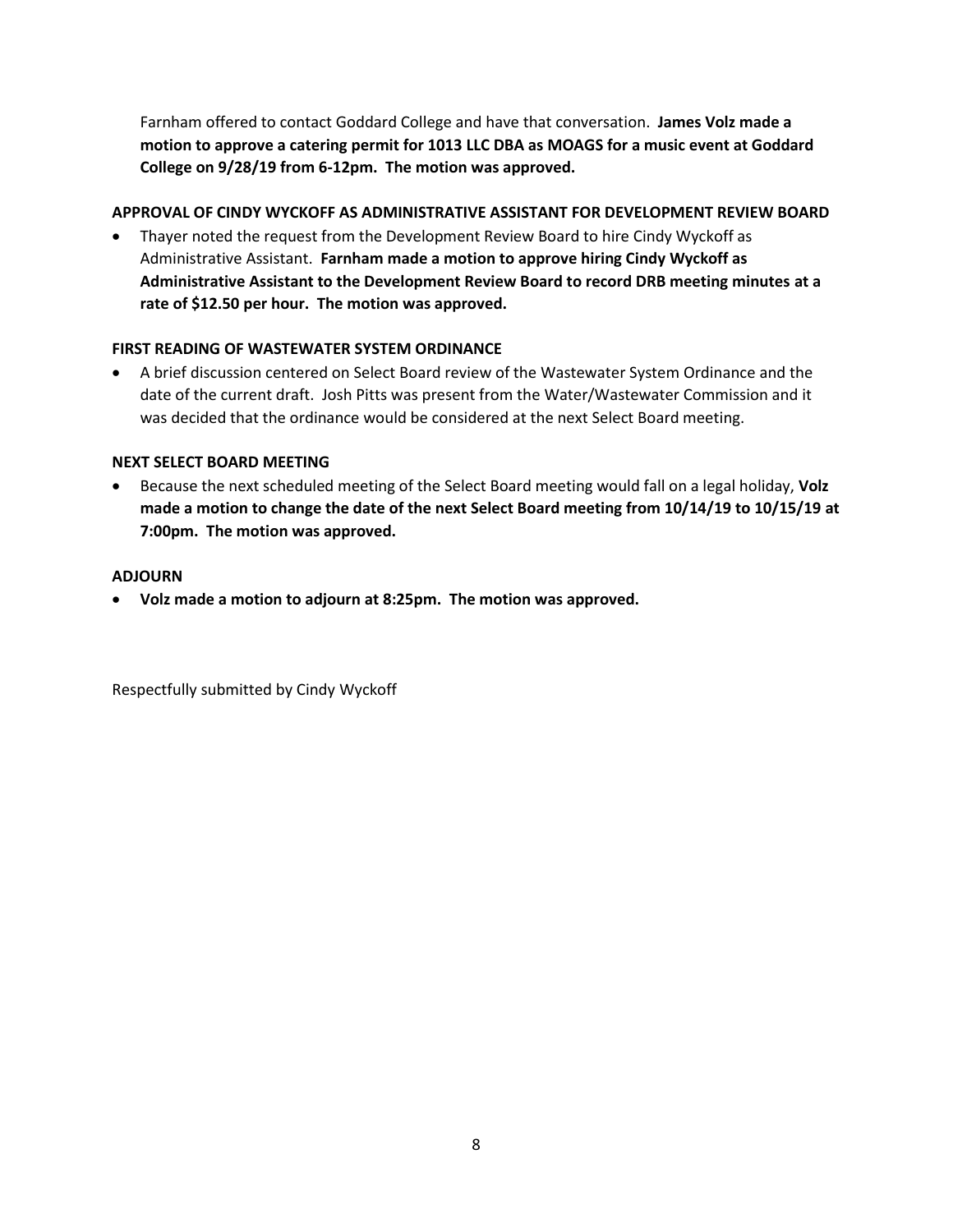Farnham offered to contact Goddard College and have that conversation. **James Volz made a motion to approve a catering permit for 1013 LLC DBA as MOAGS for a music event at Goddard College on 9/28/19 from 6-12pm. The motion was approved.**

**APPROVAL OF CINDY WYCKOFF AS ADMINISTRATIVE ASSISTANT FOR DEVELOPMENT REVIEW BOARD**

- Thayer noted the request from the Development Review Board to hire Cindy Wyckoff as Administrative Assistant. **Farnham made a motion to approve hiring Cindy Wyckoff as Administrative Assistant to the Development Review Board to record DRB meeting minutes at a rate of $12.50 per hour. The motion was approved.**

**FIRST READING OF WASTEWATER SYSTEM ORDINANCE**

- A brief discussion centered on Select Board review of the Wastewater System Ordinance and the date of the current draft. Josh Pitts was present from the Water/Wastewater Commission and it was decided that the ordinance would be considered at the next Select Board meeting.

**NEXT SELECT BOARD MEETING**

- Because the next scheduled meeting of the Select Board meeting would fall on a legal holiday, **Volz made a motion to change the date of the next Select Board meeting from 10/14/19 to 10/15/19 at 7:00pm. The motion was approved.**

**ADJOURN**

- **Volz made a motion to adjourn at 8:25pm. The motion was approved.**

Respectfully submitted by Cindy Wyckoff